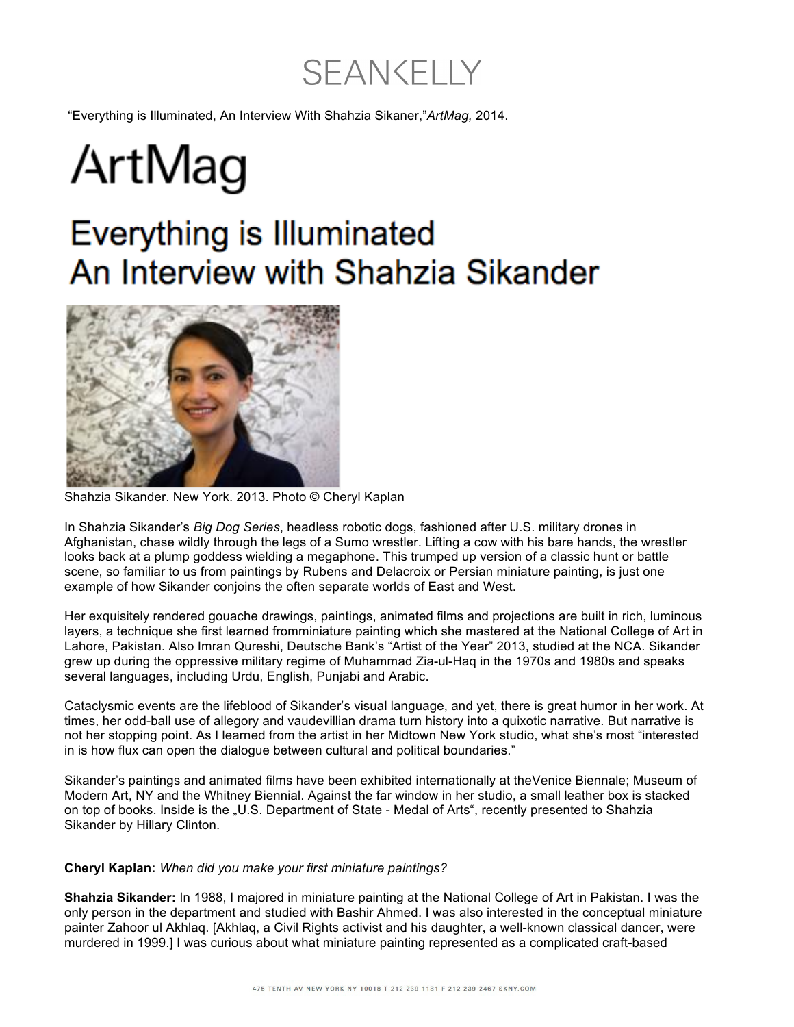"Everything is Illuminated, An Interview With Shahzia Sikaner,"*ArtMag,* 2014.

# ArtMag

# Everything is Illuminated
# An Interview with Shahzia Sikander

Shahzia Sikander. New York. 2013. Photo © Cheryl Kaplan

In Shahzia Sikander's *Big Dog Series*, headless robotic dogs, fashioned after U.S. military drones in Afghanistan, chase wildly through the legs of a Sumo wrestler. Lifting a cow with his bare hands, the wrestler looks back at a plump goddess wielding a megaphone. This trumped up version of a classic hunt or battle scene, so familiar to us from paintings by Rubens and Delacroix or Persian miniature painting, is just one example of how Sikander conjoins the often separate worlds of East and West.

Her exquisitely rendered gouache drawings, paintings, animated films and projections are built in rich, luminous layers, a technique she first learned fromminiature painting which she mastered at the National College of Art in Lahore, Pakistan. Also Imran Qureshi, Deutsche Bank's "Artist of the Year" 2013, studied at the NCA. Sikander grew up during the oppressive military regime of Muhammad Zia-ul-Haq in the 1970s and 1980s and speaks several languages, including Urdu, English, Punjabi and Arabic.

Cataclysmic events are the lifeblood of Sikander's visual language, and yet, there is great humor in her work. At times, her odd-ball use of allegory and vaudevillian drama turn history into a quixotic narrative. But narrative is not her stopping point. As I learned from the artist in her Midtown New York studio, what she's most "interested in is how flux can open the dialogue between cultural and political boundaries."

Sikander's paintings and animated films have been exhibited internationally at theVenice Biennale; Museum of Modern Art, NY and the Whitney Biennial. Against the far window in her studio, a small leather box is stacked on top of books. Inside is the „U.S. Department of State - Medal of Arts", recently presented to Shahzia Sikander by Hillary Clinton.

**Cheryl Kaplan:** *When did you make your first miniature paintings?*

**Shahzia Sikander:** In 1988, I majored in miniature painting at the National College of Art in Pakistan. I was the only person in the department and studied with Bashir Ahmed. I was also interested in the conceptual miniature painter Zahoor ul Akhlaq. [Akhlaq, a Civil Rights activist and his daughter, a well-known classical dancer, were murdered in 1999.] I was curious about what miniature painting represented as a complicated craft-based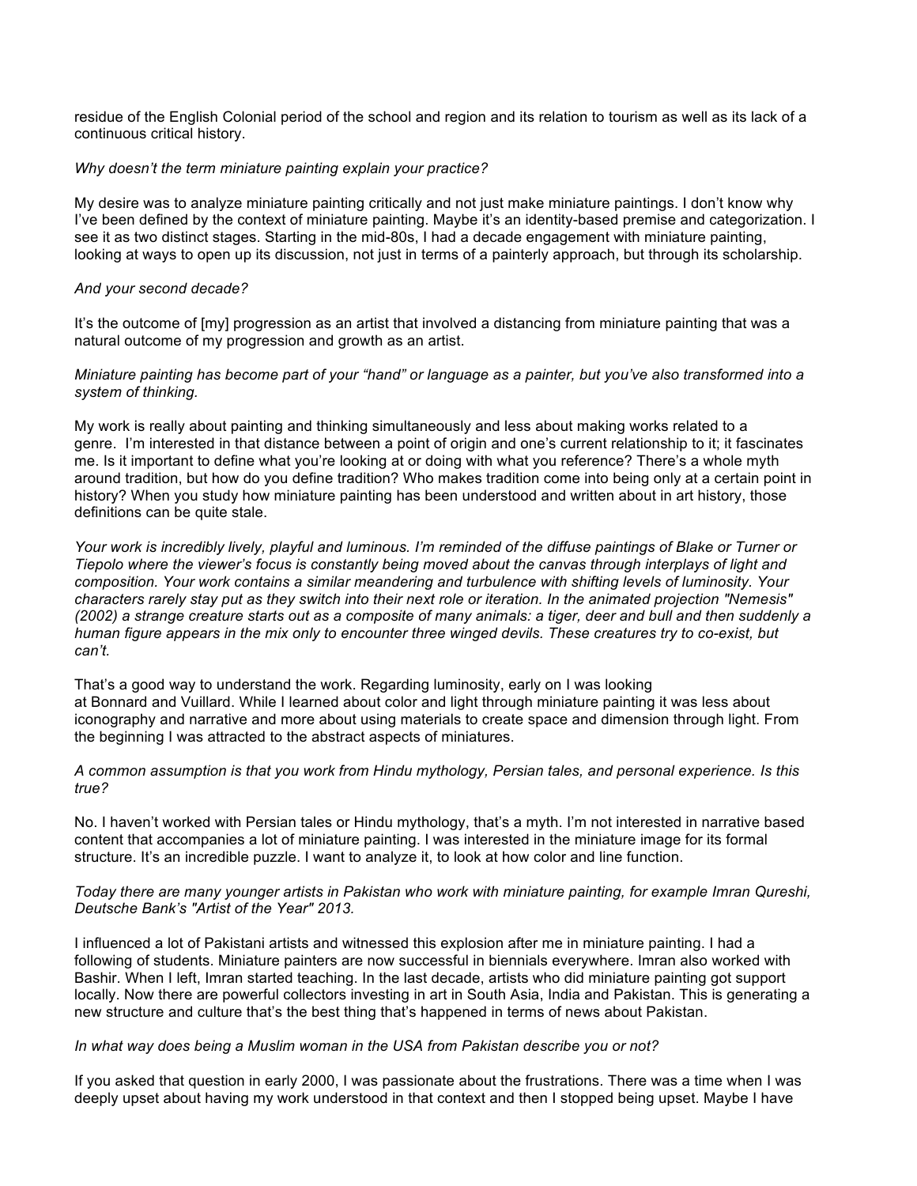residue of the English Colonial period of the school and region and its relation to tourism as well as its lack of a continuous critical history.

*Why doesn't the term miniature painting explain your practice?*

My desire was to analyze miniature painting critically and not just make miniature paintings. I don't know why I've been defined by the context of miniature painting. Maybe it's an identity-based premise and categorization. I see it as two distinct stages. Starting in the mid-80s, I had a decade engagement with miniature painting, looking at ways to open up its discussion, not just in terms of a painterly approach, but through its scholarship.

*And your second decade?*

It's the outcome of [my] progression as an artist that involved a distancing from miniature painting that was a natural outcome of my progression and growth as an artist.

*Miniature painting has become part of your "hand" or language as a painter, but you've also transformed into a system of thinking.*

My work is really about painting and thinking simultaneously and less about making works related to a genre. I'm interested in that distance between a point of origin and one's current relationship to it; it fascinates me. Is it important to define what you're looking at or doing with what you reference? There's a whole myth around tradition, but how do you define tradition? Who makes tradition come into being only at a certain point in history? When you study how miniature painting has been understood and written about in art history, those definitions can be quite stale.

*Your work is incredibly lively, playful and luminous. I'm reminded of the diffuse paintings of Blake or Turner or Tiepolo where the viewer's focus is constantly being moved about the canvas through interplays of light and composition. Your work contains a similar meandering and turbulence with shifting levels of luminosity. Your characters rarely stay put as they switch into their next role or iteration. In the animated projection "Nemesis" (2002) a strange creature starts out as a composite of many animals: a tiger, deer and bull and then suddenly a human figure appears in the mix only to encounter three winged devils. These creatures try to co-exist, but can't.*

That's a good way to understand the work. Regarding luminosity, early on I was looking at Bonnard and Vuillard. While I learned about color and light through miniature painting it was less about iconography and narrative and more about using materials to create space and dimension through light. From the beginning I was attracted to the abstract aspects of miniatures.

*A common assumption is that you work from Hindu mythology, Persian tales, and personal experience. Is this true?*

No. I haven't worked with Persian tales or Hindu mythology, that's a myth. I'm not interested in narrative based content that accompanies a lot of miniature painting. I was interested in the miniature image for its formal structure. It's an incredible puzzle. I want to analyze it, to look at how color and line function.

*Today there are many younger artists in Pakistan who work with miniature painting, for example Imran Qureshi, Deutsche Bank's "Artist of the Year" 2013.*

I influenced a lot of Pakistani artists and witnessed this explosion after me in miniature painting. I had a following of students. Miniature painters are now successful in biennials everywhere. Imran also worked with Bashir. When I left, Imran started teaching. In the last decade, artists who did miniature painting got support locally. Now there are powerful collectors investing in art in South Asia, India and Pakistan. This is generating a new structure and culture that's the best thing that's happened in terms of news about Pakistan.

*In what way does being a Muslim woman in the USA from Pakistan describe you or not?*

If you asked that question in early 2000, I was passionate about the frustrations. There was a time when I was deeply upset about having my work understood in that context and then I stopped being upset. Maybe I have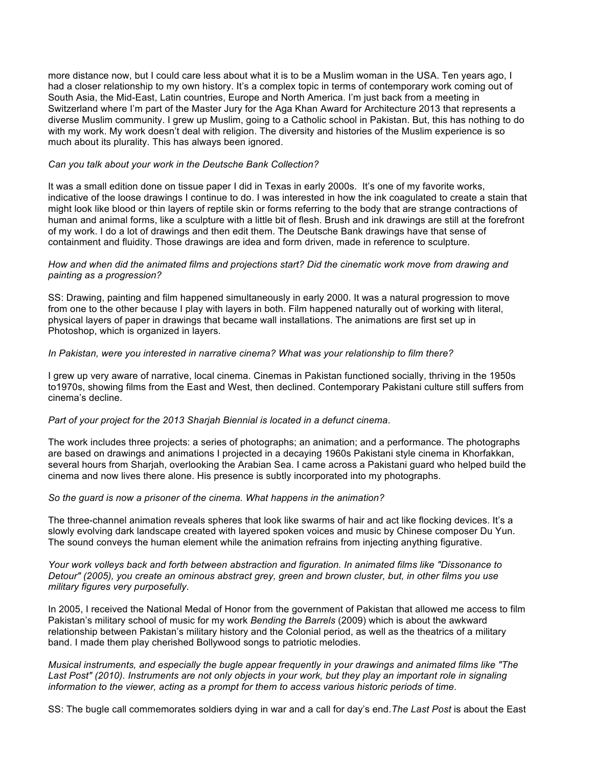more distance now, but I could care less about what it is to be a Muslim woman in the USA. Ten years ago, I had a closer relationship to my own history. It's a complex topic in terms of contemporary work coming out of South Asia, the Mid-East, Latin countries, Europe and North America. I'm just back from a meeting in Switzerland where I'm part of the Master Jury for the Aga Khan Award for Architecture 2013 that represents a diverse Muslim community. I grew up Muslim, going to a Catholic school in Pakistan. But, this has nothing to do with my work. My work doesn't deal with religion. The diversity and histories of the Muslim experience is so much about its plurality. This has always been ignored.

*Can you talk about your work in the Deutsche Bank Collection?*

It was a small edition done on tissue paper I did in Texas in early 2000s. It's one of my favorite works, indicative of the loose drawings I continue to do. I was interested in how the ink coagulated to create a stain that might look like blood or thin layers of reptile skin or forms referring to the body that are strange contractions of human and animal forms, like a sculpture with a little bit of flesh. Brush and ink drawings are still at the forefront of my work. I do a lot of drawings and then edit them. The Deutsche Bank drawings have that sense of containment and fluidity. Those drawings are idea and form driven, made in reference to sculpture.

*How and when did the animated films and projections start? Did the cinematic work move from drawing and painting as a progression?*

SS: Drawing, painting and film happened simultaneously in early 2000. It was a natural progression to move from one to the other because I play with layers in both. Film happened naturally out of working with literal, physical layers of paper in drawings that became wall installations. The animations are first set up in Photoshop, which is organized in layers.

*In Pakistan, were you interested in narrative cinema? What was your relationship to film there?*

I grew up very aware of narrative, local cinema. Cinemas in Pakistan functioned socially, thriving in the 1950s to1970s, showing films from the East and West, then declined. Contemporary Pakistani culture still suffers from cinema's decline.

*Part of your project for the 2013 Sharjah Biennial is located in a defunct cinema*.

The work includes three projects: a series of photographs; an animation; and a performance. The photographs are based on drawings and animations I projected in a decaying 1960s Pakistani style cinema in Khorfakkan, several hours from Sharjah, overlooking the Arabian Sea. I came across a Pakistani guard who helped build the cinema and now lives there alone. His presence is subtly incorporated into my photographs.

*So the guard is now a prisoner of the cinema. What happens in the animation?*

The three-channel animation reveals spheres that look like swarms of hair and act like flocking devices. It's a slowly evolving dark landscape created with layered spoken voices and music by Chinese composer Du Yun. The sound conveys the human element while the animation refrains from injecting anything figurative.

*Your work volleys back and forth between abstraction and figuration. In animated films like "Dissonance to Detour" (2005), you create an ominous abstract grey, green and brown cluster, but, in other films you use military figures very purposefully*.

In 2005, I received the National Medal of Honor from the government of Pakistan that allowed me access to film Pakistan's military school of music for my work *Bending the Barrels* (2009) which is about the awkward relationship between Pakistan's military history and the Colonial period, as well as the theatrics of a military band. I made them play cherished Bollywood songs to patriotic melodies.

*Musical instruments, and especially the bugle appear frequently in your drawings and animated films like "The Last Post" (2010). Instruments are not only objects in your work, but they play an important role in signaling information to the viewer, acting as a prompt for them to access various historic periods of time*.

SS: The bugle call commemorates soldiers dying in war and a call for day's end.*The Last Post* is about the East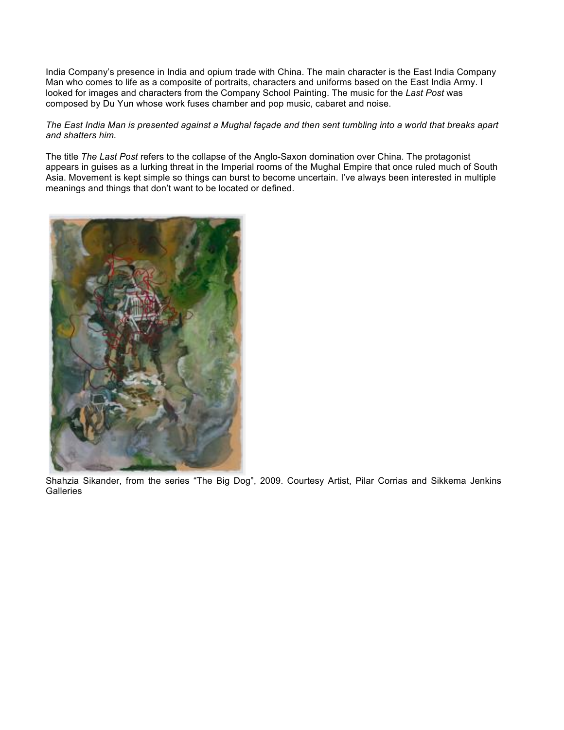India Company's presence in India and opium trade with China. The main character is the East India Company Man who comes to life as a composite of portraits, characters and uniforms based on the East India Army. I looked for images and characters from the Company School Painting. The music for the *Last Post* was composed by Du Yun whose work fuses chamber and pop music, cabaret and noise.

*The East India Man is presented against a Mughal façade and then sent tumbling into a world that breaks apart and shatters him.*

The title *The Last Post* refers to the collapse of the Anglo-Saxon domination over China. The protagonist appears in guises as a lurking threat in the Imperial rooms of the Mughal Empire that once ruled much of South Asia. Movement is kept simple so things can burst to become uncertain. I've always been interested in multiple meanings and things that don't want to be located or defined.

Shahzia Sikander, from the series "The Big Dog", 2009. Courtesy Artist, Pilar Corrias and Sikkema Jenkins Galleries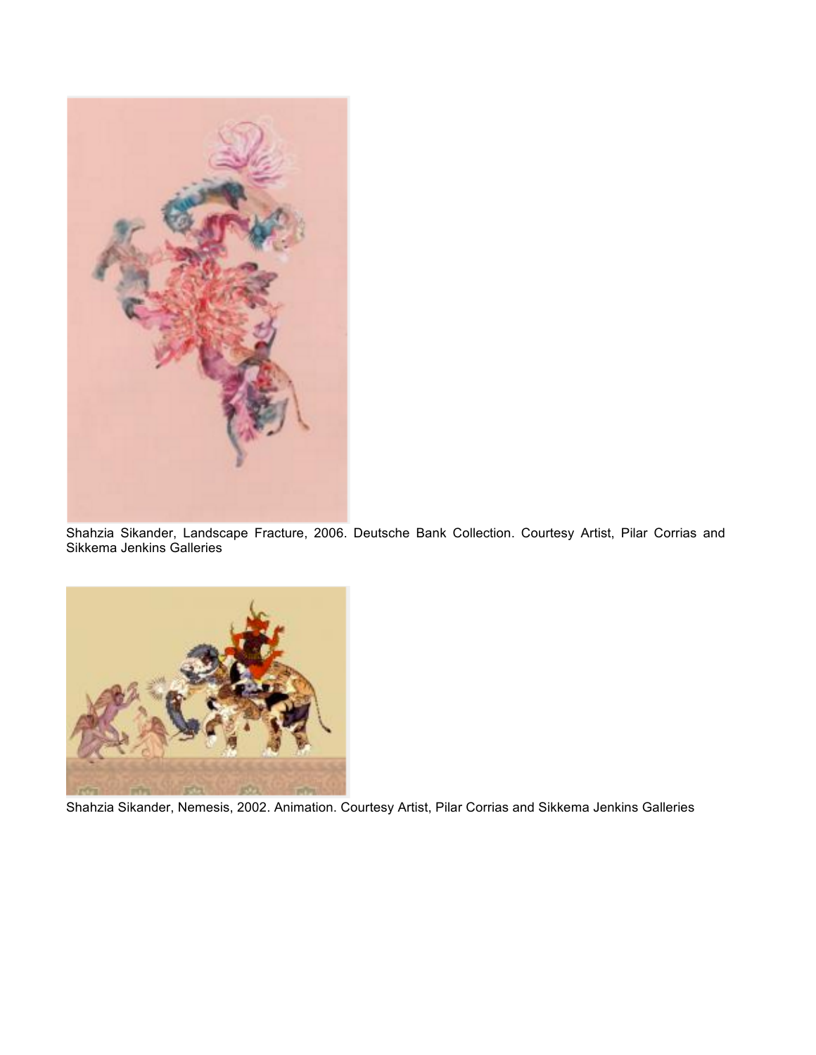Shahzia Sikander, Landscape Fracture, 2006. Deutsche Bank Collection. Courtesy Artist, Pilar Corrias and Sikkema Jenkins Galleries

Shahzia Sikander, Nemesis, 2002. Animation. Courtesy Artist, Pilar Corrias and Sikkema Jenkins Galleries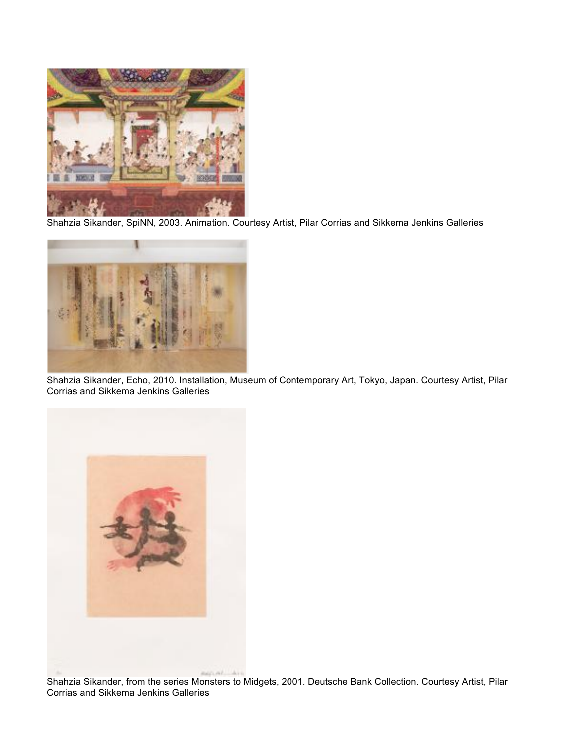Shahzia Sikander, SpiNN, 2003. Animation. Courtesy Artist, Pilar Corrias and Sikkema Jenkins Galleries

Shahzia Sikander, Echo, 2010. Installation, Museum of Contemporary Art, Tokyo, Japan. Courtesy Artist, Pilar Corrias and Sikkema Jenkins Galleries

Shahzia Sikander, from the series Monsters to Midgets, 2001. Deutsche Bank Collection. Courtesy Artist, Pilar Corrias and Sikkema Jenkins Galleries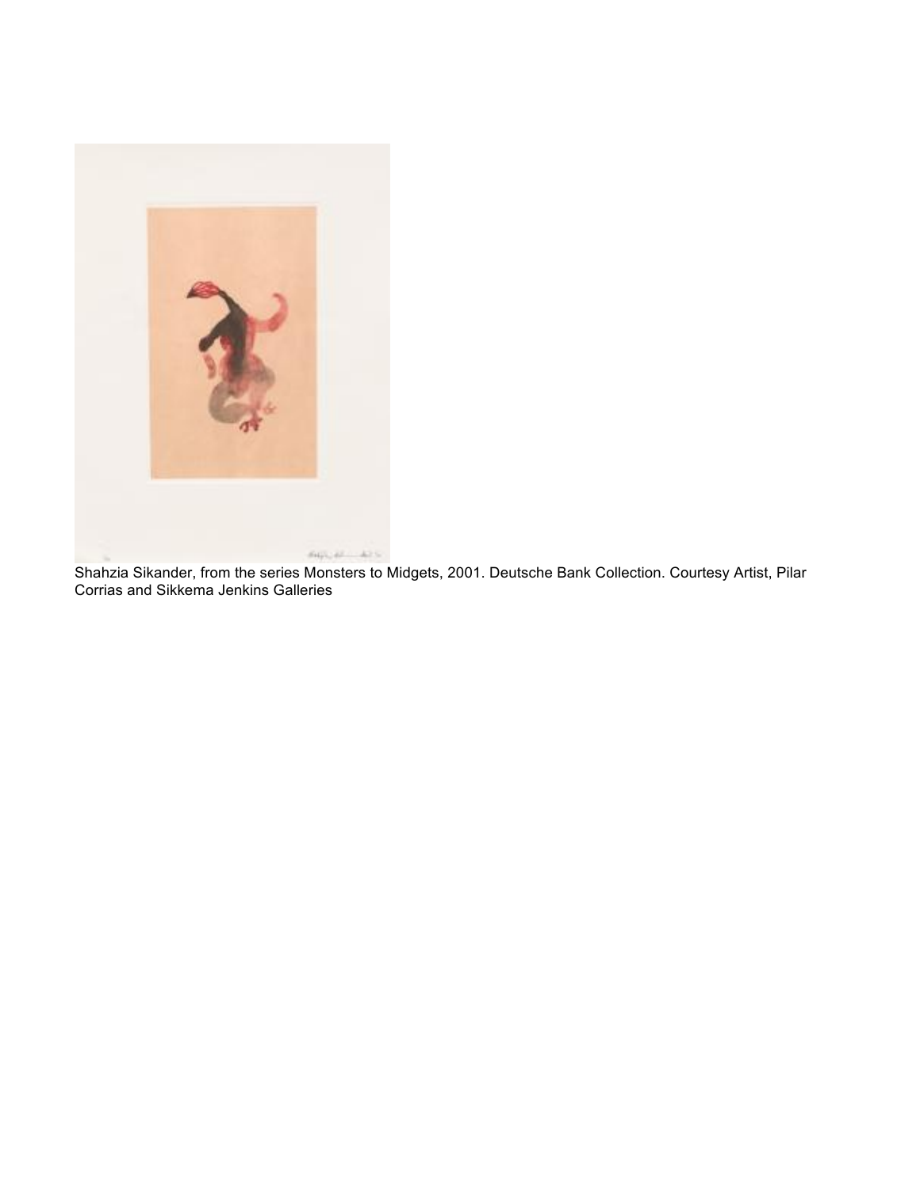Shahzia Sikander, from the series Monsters to Midgets, 2001. Deutsche Bank Collection. Courtesy Artist, Pilar Corrias and Sikkema Jenkins Galleries